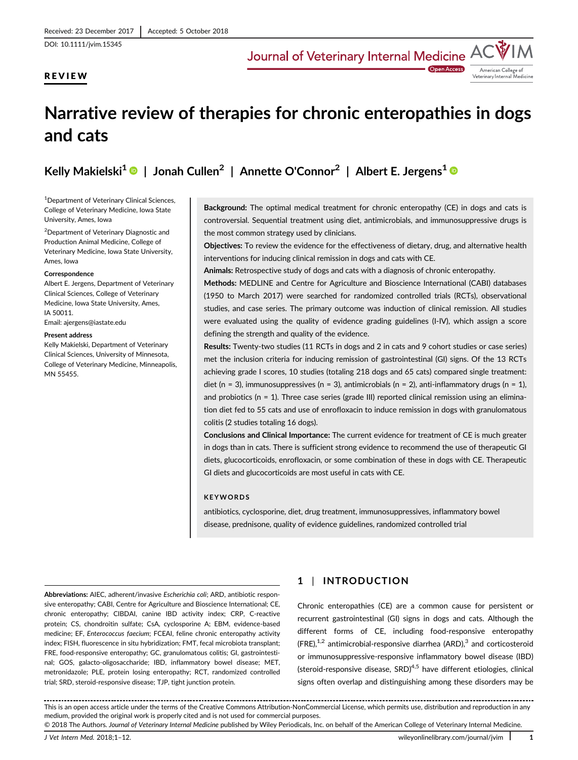Received: 23 December 2017 | Accepted: 5 October 2018

DOI: 10.1111/jvim.15345

**REVIEW**

# Narrative review of therapies for chronic enteropathies in dogs and cats

**Kelly Makielski[1] | Jonah Cullen[2] | Annette O'Connor[2] | Albert E. Jergens[1]**

[1]Department of Veterinary Clinical Sciences, College of Veterinary Medicine, Iowa State University, Ames, Iowa

[2]Department of Veterinary Diagnostic and Production Animal Medicine, College of Veterinary Medicine, Iowa State University, Ames, Iowa

**Correspondence**
Albert E. Jergens, Department of Veterinary Clinical Sciences, College of Veterinary Medicine, Iowa State University, Ames, IA 50011.
Email: ajergens@iastate.edu

**Present address**
Kelly Makielski, Department of Veterinary Clinical Sciences, University of Minnesota, College of Veterinary Medicine, Minneapolis, MN 55455.

**Background:** The optimal medical treatment for chronic enteropathy (CE) in dogs and cats is controversial. Sequential treatment using diet, antimicrobials, and immunosuppressive drugs is the most common strategy used by clinicians.

**Objectives:** To review the evidence for the effectiveness of dietary, drug, and alternative health interventions for inducing clinical remission in dogs and cats with CE.

**Animals:** Retrospective study of dogs and cats with a diagnosis of chronic enteropathy.

**Methods:** MEDLINE and Centre for Agriculture and Bioscience International (CABI) databases (1950 to March 2017) were searched for randomized controlled trials (RCTs), observational studies, and case series. The primary outcome was induction of clinical remission. All studies were evaluated using the quality of evidence grading guidelines (I-IV), which assign a score defining the strength and quality of the evidence.

**Results:** Twenty-two studies (11 RCTs in dogs and 2 in cats and 9 cohort studies or case series) met the inclusion criteria for inducing remission of gastrointestinal (GI) signs. Of the 13 RCTs achieving grade I scores, 10 studies (totaling 218 dogs and 65 cats) compared single treatment: diet (n = 3), immunosuppressives (n = 3), antimicrobials (n = 2), anti-inflammatory drugs (n = 1), and probiotics (n = 1). Three case series (grade III) reported clinical remission using an elimination diet fed to 55 cats and use of enrofloxacin to induce remission in dogs with granulomatous colitis (2 studies totaling 16 dogs).

**Conclusions and Clinical Importance:** The current evidence for treatment of CE is much greater in dogs than in cats. There is sufficient strong evidence to recommend the use of therapeutic GI diets, glucocorticoids, enrofloxacin, or some combination of these in dogs with CE. Therapeutic GI diets and glucocorticoids are most useful in cats with CE.

**KEYWORDS**

antibiotics, cyclosporine, diet, drug treatment, immunosuppressives, inflammatory bowel disease, prednisone, quality of evidence guidelines, randomized controlled trial

**Abbreviations:** AIEC, adherent/invasive *Escherichia coli*; ARD, antibiotic responsive enteropathy; CABI, Centre for Agriculture and Bioscience International; CE, chronic enteropathy; CIBDAI, canine IBD activity index; CRP, C-reactive protein; CS, chondroitin sulfate; CsA, cyclosporine A; EBM, evidence-based medicine; EF, *Enterococcus faecium*; FCEAI, feline chronic enteropathy activity index; FISH, fluorescence in situ hybridization; FMT, fecal microbiota transplant; FRE, food-responsive enteropathy; GC, granulomatous colitis; GI, gastrointestinal; GOS, galacto-oligosaccharide; IBD, inflammatory bowel disease; MET, metronidazole; PLE, protein losing enteropathy; RCT, randomized controlled trial; SRD, steroid-responsive disease; TJP, tight junction protein.

## 1 | INTRODUCTION

Chronic enteropathies (CE) are a common cause for persistent or recurrent gastrointestinal (GI) signs in dogs and cats. Although the different forms of CE, including food-responsive enteropathy (FRE),[1,2] antimicrobial-responsive diarrhea (ARD),[3] and corticosteroid or immunosuppressive-responsive inflammatory bowel disease (IBD) (steroid-responsive disease, SRD)[4,5] have different etiologies, clinical signs often overlap and distinguishing among these disorders may be

This is an open access article under the terms of the Creative Commons Attribution-NonCommercial License, which permits use, distribution and reproduction in any medium, provided the original work is properly cited and is not used for commercial purposes.
© 2018 The Authors. *Journal of Veterinary Internal Medicine* published by Wiley Periodicals, Inc. on behalf of the American College of Veterinary Internal Medicine.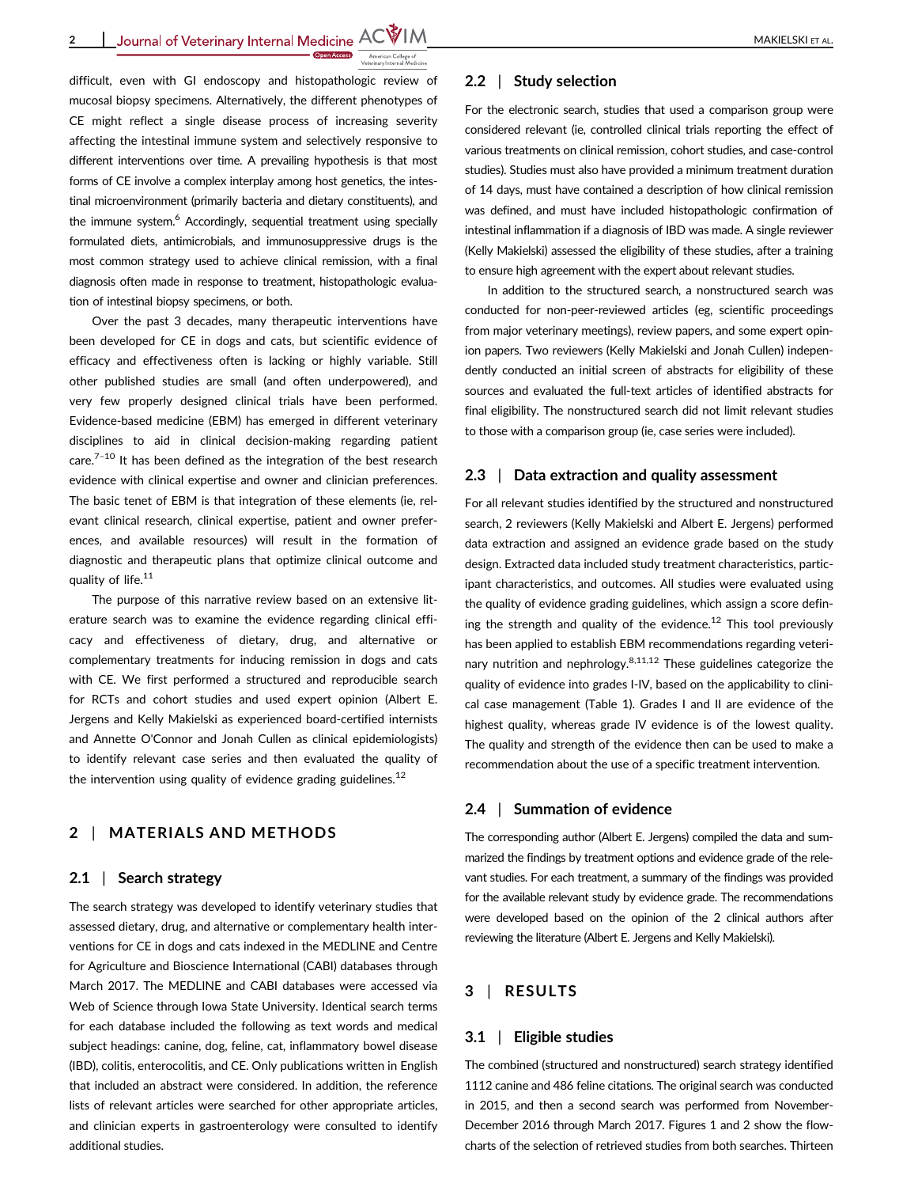difficult, even with GI endoscopy and histopathologic review of mucosal biopsy specimens. Alternatively, the different phenotypes of CE might reflect a single disease process of increasing severity affecting the intestinal immune system and selectively responsive to different interventions over time. A prevailing hypothesis is that most forms of CE involve a complex interplay among host genetics, the intestinal microenvironment (primarily bacteria and dietary constituents), and the immune system.[6] Accordingly, sequential treatment using specially formulated diets, antimicrobials, and immunosuppressive drugs is the most common strategy used to achieve clinical remission, with a final diagnosis often made in response to treatment, histopathologic evaluation of intestinal biopsy specimens, or both.

Over the past 3 decades, many therapeutic interventions have been developed for CE in dogs and cats, but scientific evidence of efficacy and effectiveness often is lacking or highly variable. Still other published studies are small (and often underpowered), and very few properly designed clinical trials have been performed. Evidence-based medicine (EBM) has emerged in different veterinary disciplines to aid in clinical decision-making regarding patient care.[7–10] It has been defined as the integration of the best research evidence with clinical expertise and owner and clinician preferences. The basic tenet of EBM is that integration of these elements (ie, relevant clinical research, clinical expertise, patient and owner preferences, and available resources) will result in the formation of diagnostic and therapeutic plans that optimize clinical outcome and quality of life.[11]

The purpose of this narrative review based on an extensive literature search was to examine the evidence regarding clinical efficacy and effectiveness of dietary, drug, and alternative or complementary treatments for inducing remission in dogs and cats with CE. We first performed a structured and reproducible search for RCTs and cohort studies and used expert opinion (Albert E. Jergens and Kelly Makielski as experienced board-certified internists and Annette O'Connor and Jonah Cullen as clinical epidemiologists) to identify relevant case series and then evaluated the quality of the intervention using quality of evidence grading guidelines.[12]

## 2 | MATERIALS AND METHODS

### 2.1 | Search strategy

The search strategy was developed to identify veterinary studies that assessed dietary, drug, and alternative or complementary health interventions for CE in dogs and cats indexed in the MEDLINE and Centre for Agriculture and Bioscience International (CABI) databases through March 2017. The MEDLINE and CABI databases were accessed via Web of Science through Iowa State University. Identical search terms for each database included the following as text words and medical subject headings: canine, dog, feline, cat, inflammatory bowel disease (IBD), colitis, enterocolitis, and CE. Only publications written in English that included an abstract were considered. In addition, the reference lists of relevant articles were searched for other appropriate articles, and clinician experts in gastroenterology were consulted to identify additional studies.

### 2.2 | Study selection

For the electronic search, studies that used a comparison group were considered relevant (ie, controlled clinical trials reporting the effect of various treatments on clinical remission, cohort studies, and case-control studies). Studies must also have provided a minimum treatment duration of 14 days, must have contained a description of how clinical remission was defined, and must have included histopathologic confirmation of intestinal inflammation if a diagnosis of IBD was made. A single reviewer (Kelly Makielski) assessed the eligibility of these studies, after a training to ensure high agreement with the expert about relevant studies.

In addition to the structured search, a nonstructured search was conducted for non-peer-reviewed articles (eg, scientific proceedings from major veterinary meetings), review papers, and some expert opinion papers. Two reviewers (Kelly Makielski and Jonah Cullen) independently conducted an initial screen of abstracts for eligibility of these sources and evaluated the full-text articles of identified abstracts for final eligibility. The nonstructured search did not limit relevant studies to those with a comparison group (ie, case series were included).

### 2.3 | Data extraction and quality assessment

For all relevant studies identified by the structured and nonstructured search, 2 reviewers (Kelly Makielski and Albert E. Jergens) performed data extraction and assigned an evidence grade based on the study design. Extracted data included study treatment characteristics, participant characteristics, and outcomes. All studies were evaluated using the quality of evidence grading guidelines, which assign a score defining the strength and quality of the evidence.[12] This tool previously has been applied to establish EBM recommendations regarding veterinary nutrition and nephrology.[8,11,12] These guidelines categorize the quality of evidence into grades I-IV, based on the applicability to clinical case management (Table 1). Grades I and II are evidence of the highest quality, whereas grade IV evidence is of the lowest quality. The quality and strength of the evidence then can be used to make a recommendation about the use of a specific treatment intervention.

### 2.4 | Summation of evidence

The corresponding author (Albert E. Jergens) compiled the data and summarized the findings by treatment options and evidence grade of the relevant studies. For each treatment, a summary of the findings was provided for the available relevant study by evidence grade. The recommendations were developed based on the opinion of the 2 clinical authors after reviewing the literature (Albert E. Jergens and Kelly Makielski).

## 3 | RESULTS

### 3.1 | Eligible studies

The combined (structured and nonstructured) search strategy identified 1112 canine and 486 feline citations. The original search was conducted in 2015, and then a second search was performed from November-December 2016 through March 2017. Figures 1 and 2 show the flowcharts of the selection of retrieved studies from both searches. Thirteen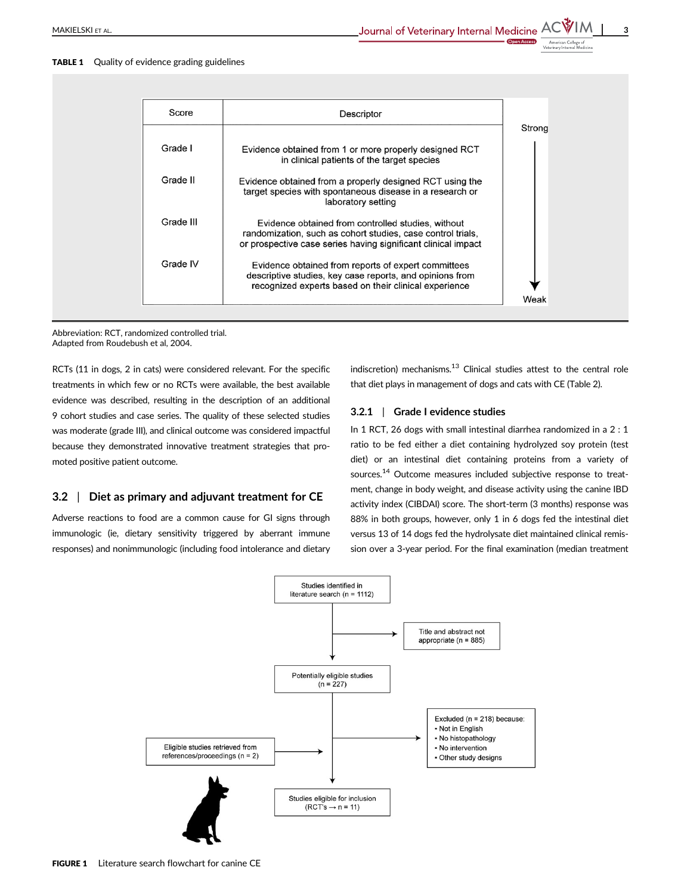**TABLE 1** Quality of evidence grading guidelines

| Score | Descriptor |
|---|---|
| Grade I | Evidence obtained from 1 or more properly designed RCT in clinical patients of the target species |
| Grade II | Evidence obtained from a properly designed RCT using the target species with spontaneous disease in a research or laboratory setting |
| Grade III | Evidence obtained from controlled studies, without randomization, such as cohort studies, case control trials, or prospective case series having significant clinical impact |
| Grade IV | Evidence obtained from reports of expert committees descriptive studies, key case reports, and opinions from recognized experts based on their clinical experience |

Strong → Weak

Abbreviation: RCT, randomized controlled trial.
Adapted from Roudebush et al, 2004.

RCTs (11 in dogs, 2 in cats) were considered relevant. For the specific treatments in which few or no RCTs were available, the best available evidence was described, resulting in the description of an additional 9 cohort studies and case series. The quality of these selected studies was moderate (grade III), and clinical outcome was considered impactful because they demonstrated innovative treatment strategies that promoted positive patient outcome.

## 3.2 | Diet as primary and adjuvant treatment for CE

Adverse reactions to food are a common cause for GI signs through immunologic (ie, dietary sensitivity triggered by aberrant immune responses) and nonimmunologic (including food intolerance and dietary indiscretion) mechanisms.[13] Clinical studies attest to the central role that diet plays in management of dogs and cats with CE (Table 2).

### 3.2.1 | Grade I evidence studies

In 1 RCT, 26 dogs with small intestinal diarrhea randomized in a 2 : 1 ratio to be fed either a diet containing hydrolyzed soy protein (test diet) or an intestinal diet containing proteins from a variety of sources.[14] Outcome measures included subjective response to treatment, change in body weight, and disease activity using the canine IBD activity index (CIBDAI) score. The short-term (3 months) response was 88% in both groups, however, only 1 in 6 dogs fed the intestinal diet versus 13 of 14 dogs fed the hydrolysate diet maintained clinical remission over a 3-year period. For the final examination (median treatment

Studies identified in literature search (n = 1112) → Title and abstract not appropriate (n = 885)

Potentially eligible studies (n = 227) → Excluded (n = 218) because:
- Not in English
- No histopathology
- No intervention
- Other study designs

Eligible studies retrieved from references/proceedings (n = 2)

Studies eligible for inclusion (RCT's → n = 11)

**FIGURE 1** Literature search flowchart for canine CE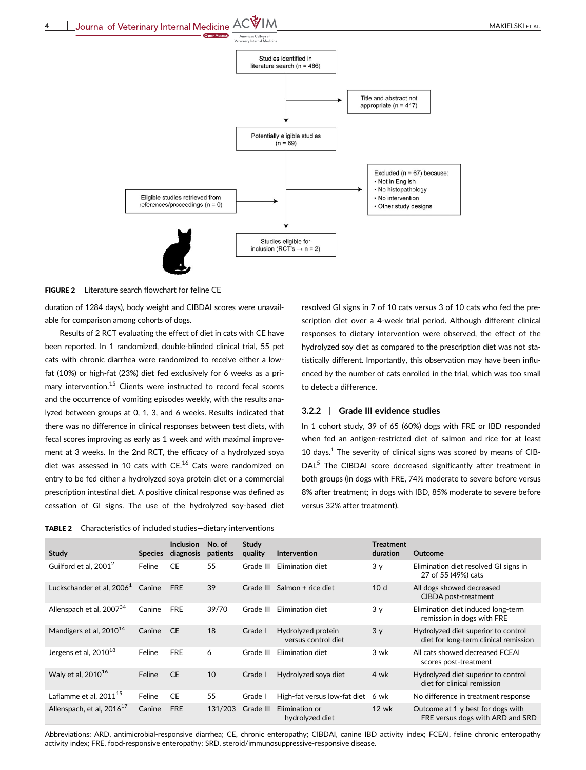Studies identified in literature search (n = 486)

Title and abstract not appropriate (n = 417)

Potentially eligible studies (n = 69)

Excluded (n = 67) because:
- Not in English
- No histopathology
- No intervention
- Other study designs

Eligible studies retrieved from references/proceedings (n = 0)

Studies eligible for inclusion (RCT's → n = 2)

**FIGURE 2** Literature search flowchart for feline CE

duration of 1284 days), body weight and CIBDAI scores were unavailable for comparison among cohorts of dogs.

Results of 2 RCT evaluating the effect of diet in cats with CE have been reported. In 1 randomized, double-blinded clinical trial, 55 pet cats with chronic diarrhea were randomized to receive either a low-fat (10%) or high-fat (23%) diet fed exclusively for 6 weeks as a primary intervention.[15] Clients were instructed to record fecal scores and the occurrence of vomiting episodes weekly, with the results analyzed between groups at 0, 1, 3, and 6 weeks. Results indicated that there was no difference in clinical responses between test diets, with fecal scores improving as early as 1 week and with maximal improvement at 3 weeks. In the 2nd RCT, the efficacy of a hydrolyzed soya diet was assessed in 10 cats with CE.[16] Cats were randomized on entry to be fed either a hydrolyzed soya protein diet or a commercial prescription intestinal diet. A positive clinical response was defined as cessation of GI signs. The use of the hydrolyzed soy-based diet resolved GI signs in 7 of 10 cats versus 3 of 10 cats who fed the prescription diet over a 4-week trial period. Although different clinical responses to dietary intervention were observed, the effect of the hydrolyzed soy diet as compared to the prescription diet was not statistically different. Importantly, this observation may have been influenced by the number of cats enrolled in the trial, which was too small to detect a difference.

### 3.2.2 | Grade III evidence studies

In 1 cohort study, 39 of 65 (60%) dogs with FRE or IBD responded when fed an antigen-restricted diet of salmon and rice for at least 10 days.[1] The severity of clinical signs was scored by means of CIBDAI.[5] The CIBDAI score decreased significantly after treatment in both groups (in dogs with FRE, 74% moderate to severe before versus 8% after treatment; in dogs with IBD, 85% moderate to severe before versus 32% after treatment).

**TABLE 2** Characteristics of included studies—dietary interventions

| Study | Species | Inclusion diagnosis | No. of patients | Study quality | Intervention | Treatment duration | Outcome |
|---|---|---|---|---|---|---|---|
| Guilford et al, 2001[2] | Feline | CE | 55 | Grade III | Elimination diet | 3 y | Elimination diet resolved GI signs in 27 of 55 (49%) cats |
| Luckschander et al, 2006[1] | Canine | FRE | 39 | Grade III | Salmon + rice diet | 10 d | All dogs showed decreased CIBDA post-treatment |
| Allenspach et al, 2007[34] | Canine | FRE | 39/70 | Grade III | Elimination diet | 3 y | Elimination diet induced long-term remission in dogs with FRE |
| Mandigers et al, 2010[14] | Canine | CE | 18 | Grade I | Hydrolyzed protein versus control diet | 3 y | Hydrolyzed diet superior to control diet for long-term clinical remission |
| Jergens et al, 2010[18] | Feline | FRE | 6 | Grade III | Elimination diet | 3 wk | All cats showed decreased FCEAI scores post-treatment |
| Waly et al, 2010[16] | Feline | CE | 10 | Grade I | Hydrolyzed soya diet | 4 wk | Hydrolyzed diet superior to control diet for clinical remission |
| Laflamme et al, 2011[15] | Feline | CE | 55 | Grade I | High-fat versus low-fat diet | 6 wk | No difference in treatment response |
| Allenspach, et al, 2016[17] | Canine | FRE | 131/203 | Grade III | Elimination or hydrolyzed diet | 12 wk | Outcome at 1 y best for dogs with FRE versus dogs with ARD and SRD |

Abbreviations: ARD, antimicrobial-responsive diarrhea; CE, chronic enteropathy; CIBDAI, canine IBD activity index; FCEAI, feline chronic enteropathy activity index; FRE, food-responsive enteropathy; SRD, steroid/immunosuppressive-responsive disease.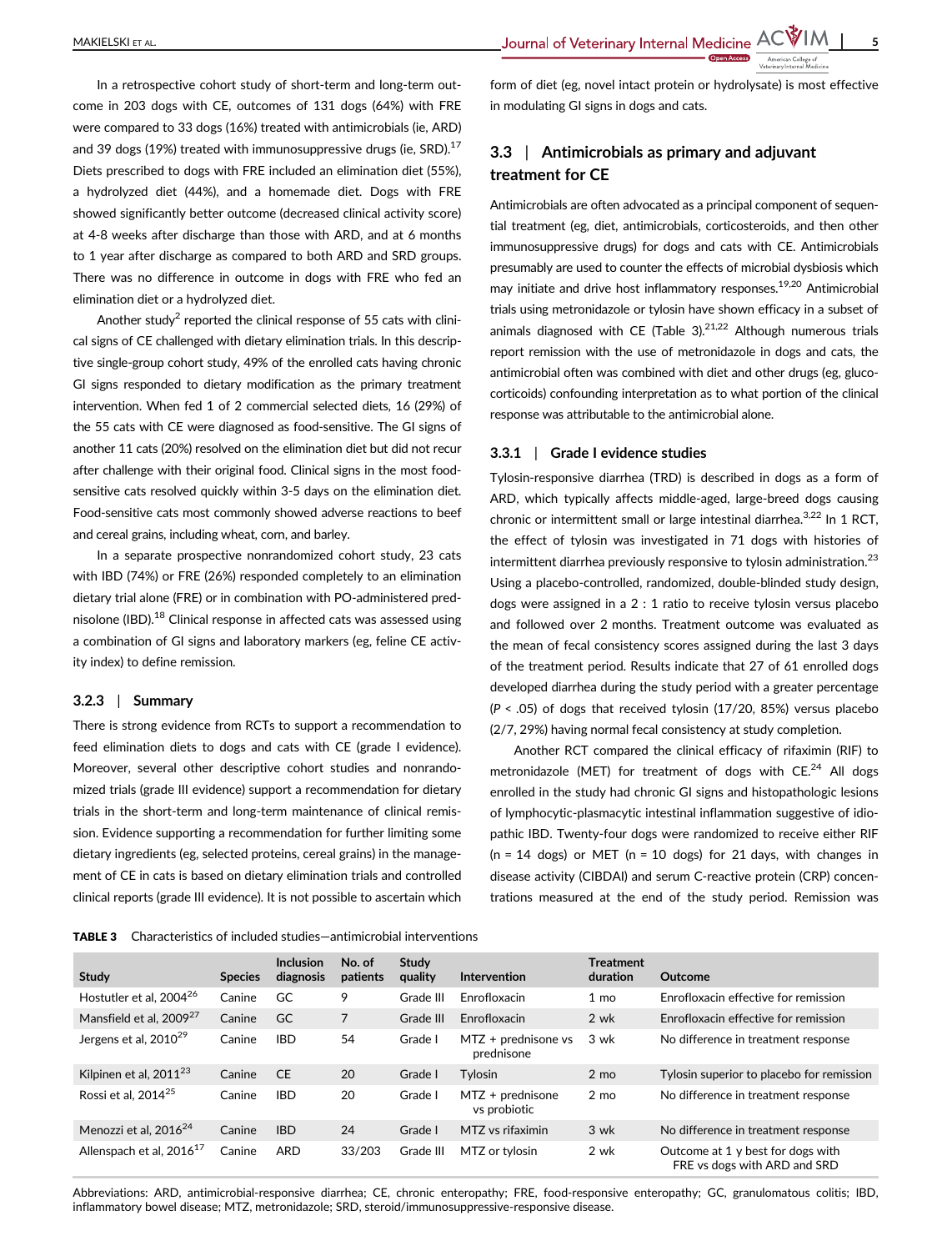In a retrospective cohort study of short-term and long-term outcome in 203 dogs with CE, outcomes of 131 dogs (64%) with FRE were compared to 33 dogs (16%) treated with antimicrobials (ie, ARD) and 39 dogs (19%) treated with immunosuppressive drugs (ie, SRD).[17] Diets prescribed to dogs with FRE included an elimination diet (55%), a hydrolyzed diet (44%), and a homemade diet. Dogs with FRE showed significantly better outcome (decreased clinical activity score) at 4-8 weeks after discharge than those with ARD, and at 6 months to 1 year after discharge as compared to both ARD and SRD groups. There was no difference in outcome in dogs with FRE who fed an elimination diet or a hydrolyzed diet.

Another study[2] reported the clinical response of 55 cats with clinical signs of CE challenged with dietary elimination trials. In this descriptive single-group cohort study, 49% of the enrolled cats having chronic GI signs responded to dietary modification as the primary treatment intervention. When fed 1 of 2 commercial selected diets, 16 (29%) of the 55 cats with CE were diagnosed as food-sensitive. The GI signs of another 11 cats (20%) resolved on the elimination diet but did not recur after challenge with their original food. Clinical signs in the most food-sensitive cats resolved quickly within 3-5 days on the elimination diet. Food-sensitive cats most commonly showed adverse reactions to beef and cereal grains, including wheat, corn, and barley.

In a separate prospective nonrandomized cohort study, 23 cats with IBD (74%) or FRE (26%) responded completely to an elimination dietary trial alone (FRE) or in combination with PO-administered prednisolone (IBD).[18] Clinical response in affected cats was assessed using a combination of GI signs and laboratory markers (eg, feline CE activity index) to define remission.

#### 3.2.3 | Summary

There is strong evidence from RCTs to support a recommendation to feed elimination diets to dogs and cats with CE (grade I evidence). Moreover, several other descriptive cohort studies and nonrandomized trials (grade III evidence) support a recommendation for dietary trials in the short-term and long-term maintenance of clinical remission. Evidence supporting a recommendation for further limiting some dietary ingredients (eg, selected proteins, cereal grains) in the management of CE in cats is based on dietary elimination trials and controlled clinical reports (grade III evidence). It is not possible to ascertain which form of diet (eg, novel intact protein or hydrolysate) is most effective in modulating GI signs in dogs and cats.

### 3.3 | Antimicrobials as primary and adjuvant treatment for CE

Antimicrobials are often advocated as a principal component of sequential treatment (eg, diet, antimicrobials, corticosteroids, and then other immunosuppressive drugs) for dogs and cats with CE. Antimicrobials presumably are used to counter the effects of microbial dysbiosis which may initiate and drive host inflammatory responses.[19,20] Antimicrobial trials using metronidazole or tylosin have shown efficacy in a subset of animals diagnosed with CE (Table 3).[21,22] Although numerous trials report remission with the use of metronidazole in dogs and cats, the antimicrobial often was combined with diet and other drugs (eg, glucocorticoids) confounding interpretation as to what portion of the clinical response was attributable to the antimicrobial alone.

#### 3.3.1 | Grade I evidence studies

Tylosin-responsive diarrhea (TRD) is described in dogs as a form of ARD, which typically affects middle-aged, large-breed dogs causing chronic or intermittent small or large intestinal diarrhea.[3,22] In 1 RCT, the effect of tylosin was investigated in 71 dogs with histories of intermittent diarrhea previously responsive to tylosin administration.[23] Using a placebo-controlled, randomized, double-blinded study design, dogs were assigned in a 2 : 1 ratio to receive tylosin versus placebo and followed over 2 months. Treatment outcome was evaluated as the mean of fecal consistency scores assigned during the last 3 days of the treatment period. Results indicate that 27 of 61 enrolled dogs developed diarrhea during the study period with a greater percentage ($P < .05$) of dogs that received tylosin (17/20, 85%) versus placebo (2/7, 29%) having normal fecal consistency at study completion.

Another RCT compared the clinical efficacy of rifaximin (RIF) to metronidazole (MET) for treatment of dogs with CE.[24] All dogs enrolled in the study had chronic GI signs and histopathologic lesions of lymphocytic-plasmacytic intestinal inflammation suggestive of idiopathic IBD. Twenty-four dogs were randomized to receive either RIF (n = 14 dogs) or MET (n = 10 dogs) for 21 days, with changes in disease activity (CIBDAI) and serum C-reactive protein (CRP) concentrations measured at the end of the study period. Remission was

**TABLE 3** Characteristics of included studies—antimicrobial interventions

| Study | Species | Inclusion diagnosis | No. of patients | Study quality | Intervention | Treatment duration | Outcome |
|---|---|---|---|---|---|---|---|
| Hostutler et al, 2004[26] | Canine | GC | 9 | Grade III | Enrofloxacin | 1 mo | Enrofloxacin effective for remission |
| Mansfield et al, 2009[27] | Canine | GC | 7 | Grade III | Enrofloxacin | 2 wk | Enrofloxacin effective for remission |
| Jergens et al, 2010[29] | Canine | IBD | 54 | Grade I | MTZ + prednisone vs prednisone | 3 wk | No difference in treatment response |
| Kilpinen et al, 2011[23] | Canine | CE | 20 | Grade I | Tylosin | 2 mo | Tylosin superior to placebo for remission |
| Rossi et al, 2014[25] | Canine | IBD | 20 | Grade I | MTZ + prednisone vs probiotic | 2 mo | No difference in treatment response |
| Menozzi et al, 2016[24] | Canine | IBD | 24 | Grade I | MTZ vs rifaximin | 3 wk | No difference in treatment response |
| Allenspach et al, 2016[17] | Canine | ARD | 33/203 | Grade III | MTZ or tylosin | 2 wk | Outcome at 1 y best for dogs with FRE vs dogs with ARD and SRD |

Abbreviations: ARD, antimicrobial-responsive diarrhea; CE, chronic enteropathy; FRE, food-responsive enteropathy; GC, granulomatous colitis; IBD, inflammatory bowel disease; MTZ, metronidazole; SRD, steroid/immunosuppressive-responsive disease.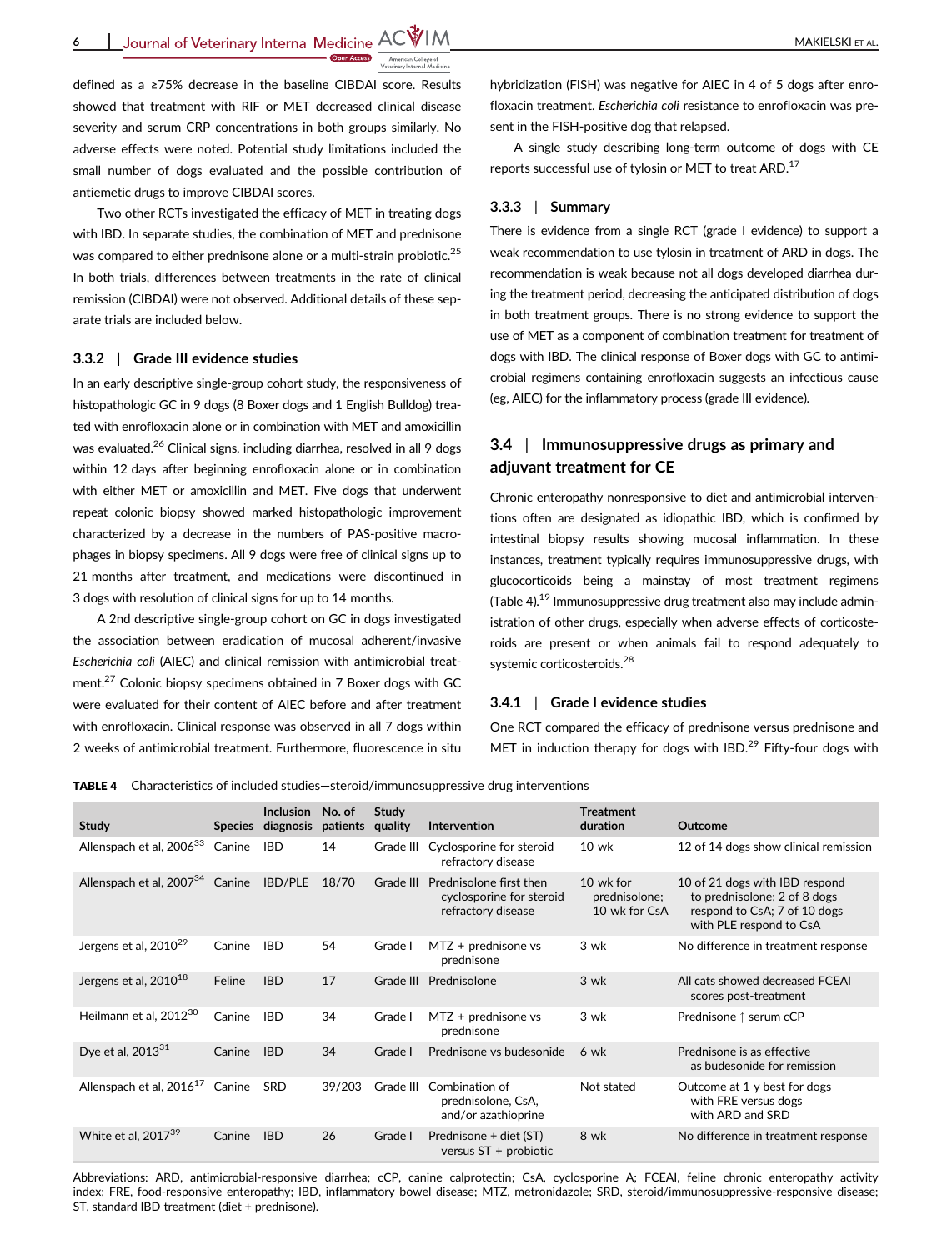defined as a ≥75% decrease in the baseline CIBDAI score. Results showed that treatment with RIF or MET decreased clinical disease severity and serum CRP concentrations in both groups similarly. No adverse effects were noted. Potential study limitations included the small number of dogs evaluated and the possible contribution of antiemetic drugs to improve CIBDAI scores.

Two other RCTs investigated the efficacy of MET in treating dogs with IBD. In separate studies, the combination of MET and prednisone was compared to either prednisone alone or a multi-strain probiotic.[25] In both trials, differences between treatments in the rate of clinical remission (CIBDAI) were not observed. Additional details of these separate trials are included below.

### 3.3.2 | Grade III evidence studies

In an early descriptive single-group cohort study, the responsiveness of histopathologic GC in 9 dogs (8 Boxer dogs and 1 English Bulldog) treated with enrofloxacin alone or in combination with MET and amoxicillin was evaluated.[26] Clinical signs, including diarrhea, resolved in all 9 dogs within 12 days after beginning enrofloxacin alone or in combination with either MET or amoxicillin and MET. Five dogs that underwent repeat colonic biopsy showed marked histopathologic improvement characterized by a decrease in the numbers of PAS-positive macrophages in biopsy specimens. All 9 dogs were free of clinical signs up to 21 months after treatment, and medications were discontinued in 3 dogs with resolution of clinical signs for up to 14 months.

A 2nd descriptive single-group cohort on GC in dogs investigated the association between eradication of mucosal adherent/invasive *Escherichia coli* (AIEC) and clinical remission with antimicrobial treatment.[27] Colonic biopsy specimens obtained in 7 Boxer dogs with GC were evaluated for their content of AIEC before and after treatment with enrofloxacin. Clinical response was observed in all 7 dogs within 2 weeks of antimicrobial treatment. Furthermore, fluorescence in situ hybridization (FISH) was negative for AIEC in 4 of 5 dogs after enrofloxacin treatment. *Escherichia coli* resistance to enrofloxacin was present in the FISH-positive dog that relapsed.

A single study describing long-term outcome of dogs with CE reports successful use of tylosin or MET to treat ARD.[17]

### 3.3.3 | Summary

There is evidence from a single RCT (grade I evidence) to support a weak recommendation to use tylosin in treatment of ARD in dogs. The recommendation is weak because not all dogs developed diarrhea during the treatment period, decreasing the anticipated distribution of dogs in both treatment groups. There is no strong evidence to support the use of MET as a component of combination treatment for treatment of dogs with IBD. The clinical response of Boxer dogs with GC to antimicrobial regimens containing enrofloxacin suggests an infectious cause (eg, AIEC) for the inflammatory process (grade III evidence).

## 3.4 | Immunosuppressive drugs as primary and adjuvant treatment for CE

Chronic enteropathy nonresponsive to diet and antimicrobial interventions often are designated as idiopathic IBD, which is confirmed by intestinal biopsy results showing mucosal inflammation. In these instances, treatment typically requires immunosuppressive drugs, with glucocorticoids being a mainstay of most treatment regimens (Table 4).[19] Immunosuppressive drug treatment also may include administration of other drugs, especially when adverse effects of corticosteroids are present or when animals fail to respond adequately to systemic corticosteroids.[28]

### 3.4.1 | Grade I evidence studies

One RCT compared the efficacy of prednisone versus prednisone and MET in induction therapy for dogs with IBD.[29] Fifty-four dogs with

**TABLE 4** Characteristics of included studies—steroid/immunosuppressive drug interventions

| Study | Species | Inclusion diagnosis | No. of patients | Study quality | Intervention | Treatment duration | Outcome |
|---|---|---|---|---|---|---|---|
| Allenspach et al, 2006[33] | Canine | IBD | 14 | Grade III | Cyclosporine for steroid refractory disease | 10 wk | 12 of 14 dogs show clinical remission |
| Allenspach et al, 2007[34] | Canine | IBD/PLE | 18/70 | Grade III | Prednisolone first then cyclosporine for steroid refractory disease | 10 wk for prednisolone; 10 wk for CsA | 10 of 21 dogs with IBD respond to prednisolone; 2 of 8 dogs respond to CsA; 7 of 10 dogs with PLE respond to CsA |
| Jergens et al, 2010[29] | Canine | IBD | 54 | Grade I | MTZ + prednisone vs prednisone | 3 wk | No difference in treatment response |
| Jergens et al, 2010[18] | Feline | IBD | 17 | Grade III | Prednisolone | 3 wk | All cats showed decreased FCEAI scores post-treatment |
| Heilmann et al, 2012[30] | Canine | IBD | 34 | Grade I | MTZ + prednisone vs prednisone | 3 wk | Prednisone ↑ serum cCP |
| Dye et al, 2013[31] | Canine | IBD | 34 | Grade I | Prednisone vs budesonide | 6 wk | Prednisone is as effective as budesonide for remission |
| Allenspach et al, 2016[17] | Canine | SRD | 39/203 | Grade III | Combination of prednisolone, CsA, and/or azathioprine | Not stated | Outcome at 1 y best for dogs with FRE versus dogs with ARD and SRD |
| White et al, 2017[39] | Canine | IBD | 26 | Grade I | Prednisone + diet (ST) versus ST + probiotic | 8 wk | No difference in treatment response |

Abbreviations: ARD, antimicrobial-responsive diarrhea; cCP, canine calprotectin; CsA, cyclosporine A; FCEAI, feline chronic enteropathy activity index; FRE, food-responsive enteropathy; IBD, inflammatory bowel disease; MTZ, metronidazole; SRD, steroid/immunosuppressive-responsive disease; ST, standard IBD treatment (diet + prednisone).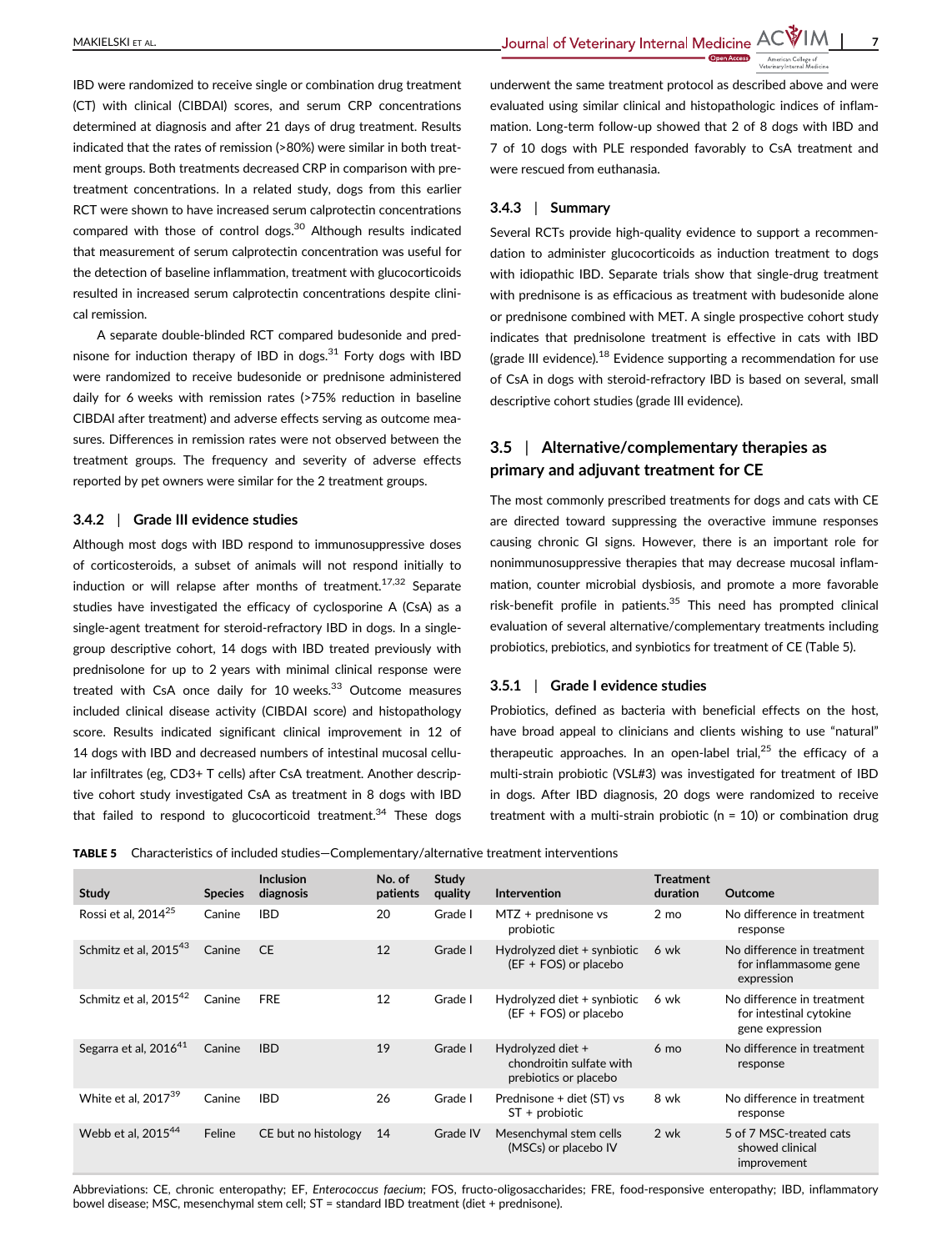IBD were randomized to receive single or combination drug treatment (CT) with clinical (CIBDAI) scores, and serum CRP concentrations determined at diagnosis and after 21 days of drug treatment. Results indicated that the rates of remission (>80%) were similar in both treatment groups. Both treatments decreased CRP in comparison with pretreatment concentrations. In a related study, dogs from this earlier RCT were shown to have increased serum calprotectin concentrations compared with those of control dogs.[30] Although results indicated that measurement of serum calprotectin concentration was useful for the detection of baseline inflammation, treatment with glucocorticoids resulted in increased serum calprotectin concentrations despite clinical remission.

A separate double-blinded RCT compared budesonide and prednisone for induction therapy of IBD in dogs.[31] Forty dogs with IBD were randomized to receive budesonide or prednisone administered daily for 6 weeks with remission rates (>75% reduction in baseline CIBDAI after treatment) and adverse effects serving as outcome measures. Differences in remission rates were not observed between the treatment groups. The frequency and severity of adverse effects reported by pet owners were similar for the 2 treatment groups.

### 3.4.2 | Grade III evidence studies

Although most dogs with IBD respond to immunosuppressive doses of corticosteroids, a subset of animals will not respond initially to induction or will relapse after months of treatment.[17,32] Separate studies have investigated the efficacy of cyclosporine A (CsA) as a single-agent treatment for steroid-refractory IBD in dogs. In a single-group descriptive cohort, 14 dogs with IBD treated previously with prednisolone for up to 2 years with minimal clinical response were treated with CsA once daily for 10 weeks.[33] Outcome measures included clinical disease activity (CIBDAI score) and histopathology score. Results indicated significant clinical improvement in 12 of 14 dogs with IBD and decreased numbers of intestinal mucosal cellular infiltrates (eg, CD3+ T cells) after CsA treatment. Another descriptive cohort study investigated CsA as treatment in 8 dogs with IBD that failed to respond to glucocorticoid treatment.[34] These dogs underwent the same treatment protocol as described above and were evaluated using similar clinical and histopathologic indices of inflammation. Long-term follow-up showed that 2 of 8 dogs with IBD and 7 of 10 dogs with PLE responded favorably to CsA treatment and were rescued from euthanasia.

### 3.4.3 | Summary

Several RCTs provide high-quality evidence to support a recommendation to administer glucocorticoids as induction treatment to dogs with idiopathic IBD. Separate trials show that single-drug treatment with prednisone is as efficacious as treatment with budesonide alone or prednisone combined with MET. A single prospective cohort study indicates that prednisolone treatment is effective in cats with IBD (grade III evidence).[18] Evidence supporting a recommendation for use of CsA in dogs with steroid-refractory IBD is based on several, small descriptive cohort studies (grade III evidence).

## 3.5 | Alternative/complementary therapies as primary and adjuvant treatment for CE

The most commonly prescribed treatments for dogs and cats with CE are directed toward suppressing the overactive immune responses causing chronic GI signs. However, there is an important role for nonimmunosuppressive therapies that may decrease mucosal inflammation, counter microbial dysbiosis, and promote a more favorable risk-benefit profile in patients.[35] This need has prompted clinical evaluation of several alternative/complementary treatments including probiotics, prebiotics, and synbiotics for treatment of CE (Table 5).

### 3.5.1 | Grade I evidence studies

Probiotics, defined as bacteria with beneficial effects on the host, have broad appeal to clinicians and clients wishing to use "natural" therapeutic approaches. In an open-label trial,[25] the efficacy of a multi-strain probiotic (VSL#3) was investigated for treatment of IBD in dogs. After IBD diagnosis, 20 dogs were randomized to receive treatment with a multi-strain probiotic (n = 10) or combination drug

**TABLE 5** Characteristics of included studies—Complementary/alternative treatment interventions

| Study | Species | Inclusion diagnosis | No. of patients | Study quality | Intervention | Treatment duration | Outcome |
|---|---|---|---|---|---|---|---|
| Rossi et al, 2014[25] | Canine | IBD | 20 | Grade I | MTZ + prednisone vs probiotic | 2 mo | No difference in treatment response |
| Schmitz et al, 2015[43] | Canine | CE | 12 | Grade I | Hydrolyzed diet + synbiotic (EF + FOS) or placebo | 6 wk | No difference in treatment for inflammasome gene expression |
| Schmitz et al, 2015[42] | Canine | FRE | 12 | Grade I | Hydrolyzed diet + synbiotic (EF + FOS) or placebo | 6 wk | No difference in treatment for intestinal cytokine gene expression |
| Segarra et al, 2016[41] | Canine | IBD | 19 | Grade I | Hydrolyzed diet + chondroitin sulfate with prebiotics or placebo | 6 mo | No difference in treatment response |
| White et al, 2017[39] | Canine | IBD | 26 | Grade I | Prednisone + diet (ST) vs ST + probiotic | 8 wk | No difference in treatment response |
| Webb et al, 2015[44] | Feline | CE but no histology | 14 | Grade IV | Mesenchymal stem cells (MSCs) or placebo IV | 2 wk | 5 of 7 MSC-treated cats showed clinical improvement |

Abbreviations: CE, chronic enteropathy; EF, *Enterococcus faecium*; FOS, fructo-oligosaccharides; FRE, food-responsive enteropathy; IBD, inflammatory bowel disease; MSC, mesenchymal stem cell; ST = standard IBD treatment (diet + prednisone).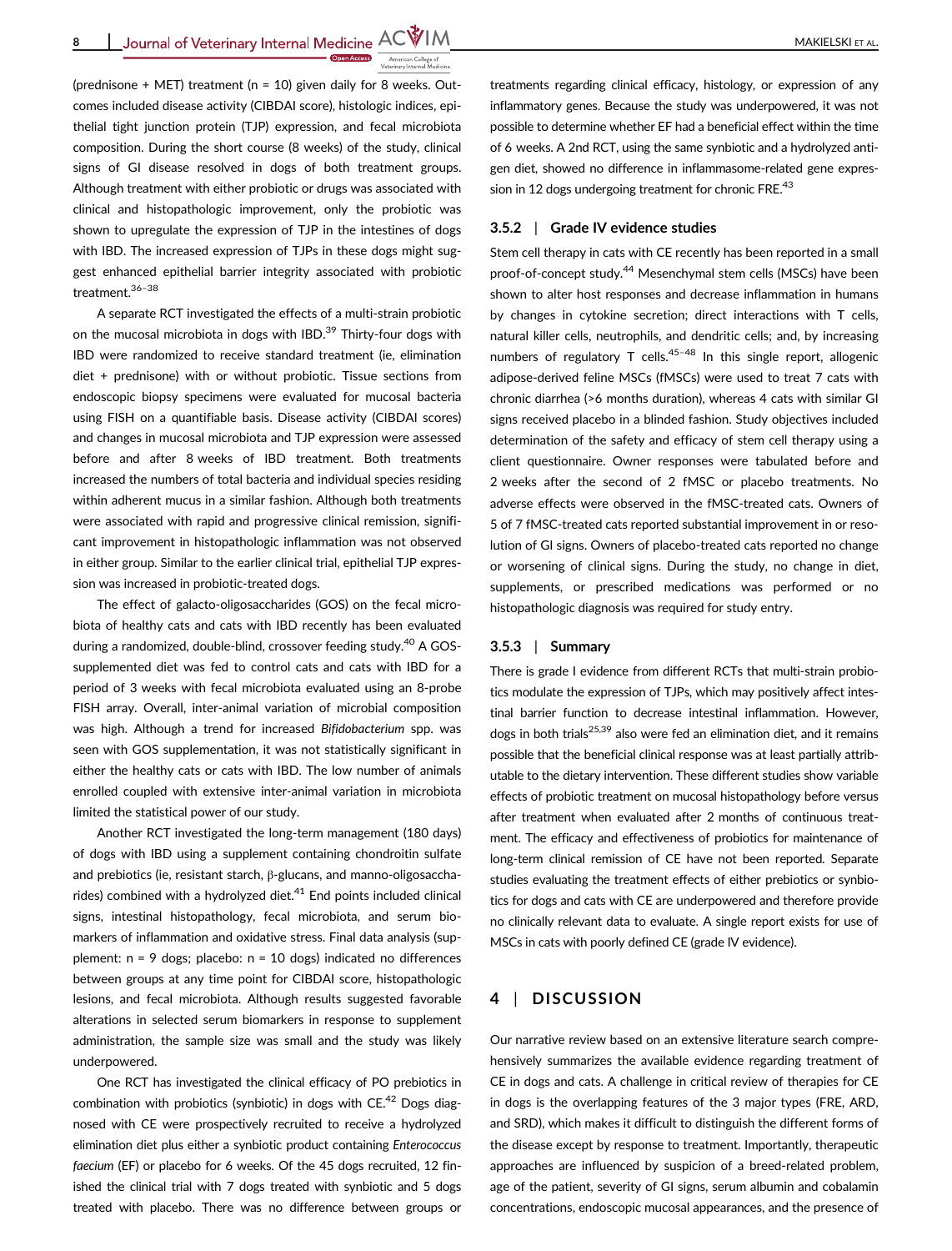(prednisone + MET) treatment (n = 10) given daily for 8 weeks. Outcomes included disease activity (CIBDAI score), histologic indices, epithelial tight junction protein (TJP) expression, and fecal microbiota composition. During the short course (8 weeks) of the study, clinical signs of GI disease resolved in dogs of both treatment groups. Although treatment with either probiotic or drugs was associated with clinical and histopathologic improvement, only the probiotic was shown to upregulate the expression of TJP in the intestines of dogs with IBD. The increased expression of TJPs in these dogs might suggest enhanced epithelial barrier integrity associated with probiotic treatment.[36–38]

A separate RCT investigated the effects of a multi-strain probiotic on the mucosal microbiota in dogs with IBD.[39] Thirty-four dogs with IBD were randomized to receive standard treatment (ie, elimination diet + prednisone) with or without probiotic. Tissue sections from endoscopic biopsy specimens were evaluated for mucosal bacteria using FISH on a quantifiable basis. Disease activity (CIBDAI scores) and changes in mucosal microbiota and TJP expression were assessed before and after 8 weeks of IBD treatment. Both treatments increased the numbers of total bacteria and individual species residing within adherent mucus in a similar fashion. Although both treatments were associated with rapid and progressive clinical remission, significant improvement in histopathologic inflammation was not observed in either group. Similar to the earlier clinical trial, epithelial TJP expression was increased in probiotic-treated dogs.

The effect of galacto-oligosaccharides (GOS) on the fecal microbiota of healthy cats and cats with IBD recently has been evaluated during a randomized, double-blind, crossover feeding study.[40] A GOS-supplemented diet was fed to control cats and cats with IBD for a period of 3 weeks with fecal microbiota evaluated using an 8-probe FISH array. Overall, inter-animal variation of microbial composition was high. Although a trend for increased *Bifidobacterium* spp. was seen with GOS supplementation, it was not statistically significant in either the healthy cats or cats with IBD. The low number of animals enrolled coupled with extensive inter-animal variation in microbiota limited the statistical power of our study.

Another RCT investigated the long-term management (180 days) of dogs with IBD using a supplement containing chondroitin sulfate and prebiotics (ie, resistant starch, β-glucans, and manno-oligosaccharides) combined with a hydrolyzed diet.[41] End points included clinical signs, intestinal histopathology, fecal microbiota, and serum biomarkers of inflammation and oxidative stress. Final data analysis (supplement: n = 9 dogs; placebo: n = 10 dogs) indicated no differences between groups at any time point for CIBDAI score, histopathologic lesions, and fecal microbiota. Although results suggested favorable alterations in selected serum biomarkers in response to supplement administration, the sample size was small and the study was likely underpowered.

One RCT has investigated the clinical efficacy of PO prebiotics in combination with probiotics (synbiotic) in dogs with CE.[42] Dogs diagnosed with CE were prospectively recruited to receive a hydrolyzed elimination diet plus either a synbiotic product containing *Enterococcus faecium* (EF) or placebo for 6 weeks. Of the 45 dogs recruited, 12 finished the clinical trial with 7 dogs treated with synbiotic and 5 dogs treated with placebo. There was no difference between groups or treatments regarding clinical efficacy, histology, or expression of any inflammatory genes. Because the study was underpowered, it was not possible to determine whether EF had a beneficial effect within the time of 6 weeks. A 2nd RCT, using the same synbiotic and a hydrolyzed antigen diet, showed no difference in inflammasome-related gene expression in 12 dogs undergoing treatment for chronic FRE.[43]

### 3.5.2 | Grade IV evidence studies

Stem cell therapy in cats with CE recently has been reported in a small proof-of-concept study.[44] Mesenchymal stem cells (MSCs) have been shown to alter host responses and decrease inflammation in humans by changes in cytokine secretion; direct interactions with T cells, natural killer cells, neutrophils, and dendritic cells; and, by increasing numbers of regulatory T cells.[45–48] In this single report, allogenic adipose-derived feline MSCs (fMSCs) were used to treat 7 cats with chronic diarrhea (>6 months duration), whereas 4 cats with similar GI signs received placebo in a blinded fashion. Study objectives included determination of the safety and efficacy of stem cell therapy using a client questionnaire. Owner responses were tabulated before and 2 weeks after the second of 2 fMSC or placebo treatments. No adverse effects were observed in the fMSC-treated cats. Owners of 5 of 7 fMSC-treated cats reported substantial improvement in or resolution of GI signs. Owners of placebo-treated cats reported no change or worsening of clinical signs. During the study, no change in diet, supplements, or prescribed medications was performed or no histopathologic diagnosis was required for study entry.

### 3.5.3 | Summary

There is grade I evidence from different RCTs that multi-strain probiotics modulate the expression of TJPs, which may positively affect intestinal barrier function to decrease intestinal inflammation. However, dogs in both trials[25,39] also were fed an elimination diet, and it remains possible that the beneficial clinical response was at least partially attributable to the dietary intervention. These different studies show variable effects of probiotic treatment on mucosal histopathology before versus after treatment when evaluated after 2 months of continuous treatment. The efficacy and effectiveness of probiotics for maintenance of long-term clinical remission of CE have not been reported. Separate studies evaluating the treatment effects of either prebiotics or synbiotics for dogs and cats with CE are underpowered and therefore provide no clinically relevant data to evaluate. A single report exists for use of MSCs in cats with poorly defined CE (grade IV evidence).

## 4 | DISCUSSION

Our narrative review based on an extensive literature search comprehensively summarizes the available evidence regarding treatment of CE in dogs and cats. A challenge in critical review of therapies for CE in dogs is the overlapping features of the 3 major types (FRE, ARD, and SRD), which makes it difficult to distinguish the different forms of the disease except by response to treatment. Importantly, therapeutic approaches are influenced by suspicion of a breed-related problem, age of the patient, severity of GI signs, serum albumin and cobalamin concentrations, endoscopic mucosal appearances, and the presence of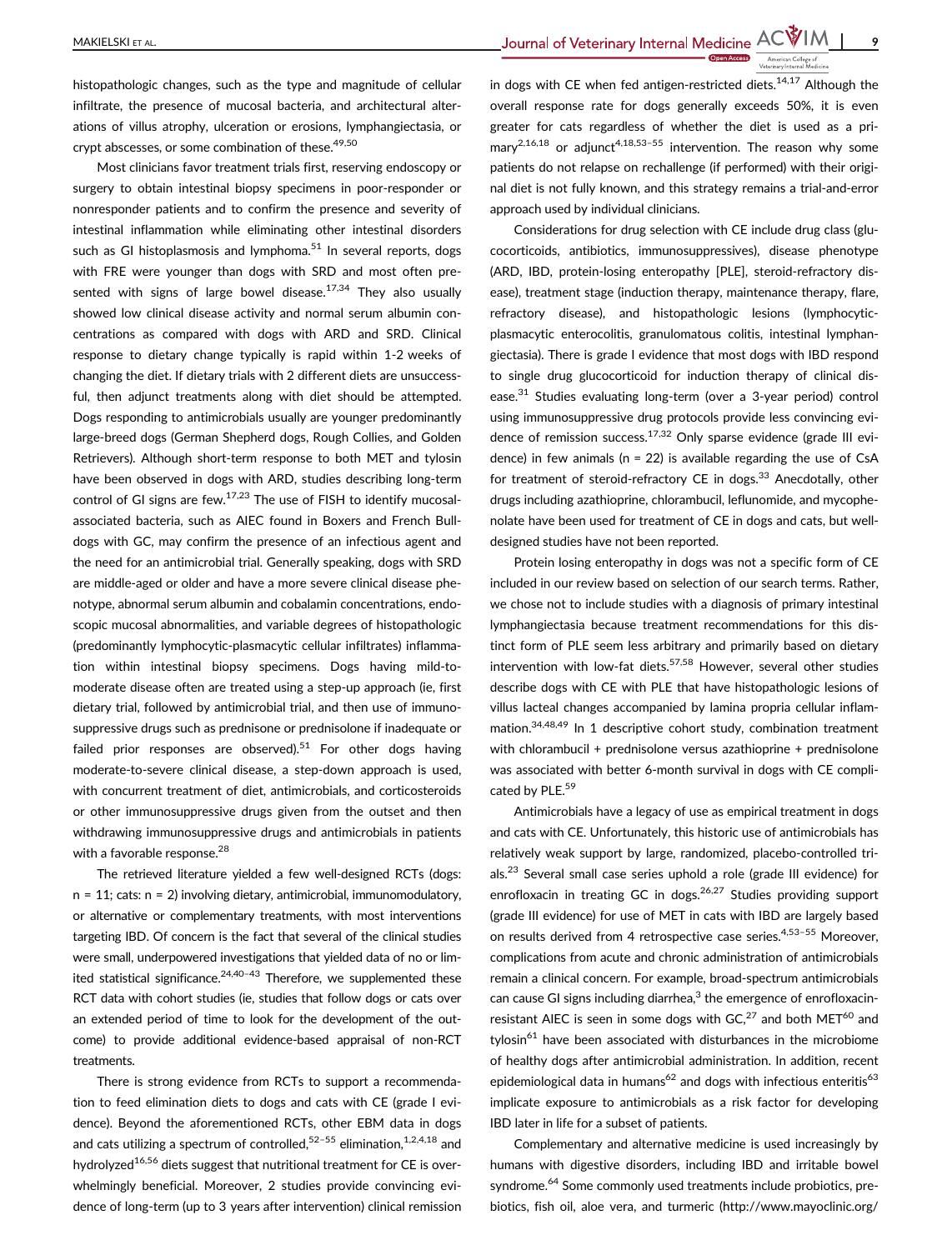histopathologic changes, such as the type and magnitude of cellular infiltrate, the presence of mucosal bacteria, and architectural alterations of villus atrophy, ulceration or erosions, lymphangiectasia, or crypt abscesses, or some combination of these.[49,50]

Most clinicians favor treatment trials first, reserving endoscopy or surgery to obtain intestinal biopsy specimens in poor-responder or nonresponder patients and to confirm the presence and severity of intestinal inflammation while eliminating other intestinal disorders such as GI histoplasmosis and lymphoma.[51] In several reports, dogs with FRE were younger than dogs with SRD and most often presented with signs of large bowel disease.[17,34] They also usually showed low clinical disease activity and normal serum albumin concentrations as compared with dogs with ARD and SRD. Clinical response to dietary change typically is rapid within 1-2 weeks of changing the diet. If dietary trials with 2 different diets are unsuccessful, then adjunct treatments along with diet should be attempted. Dogs responding to antimicrobials usually are younger predominantly large-breed dogs (German Shepherd dogs, Rough Collies, and Golden Retrievers). Although short-term response to both MET and tylosin have been observed in dogs with ARD, studies describing long-term control of GI signs are few.[17,23] The use of FISH to identify mucosal-associated bacteria, such as AIEC found in Boxers and French Bulldogs with GC, may confirm the presence of an infectious agent and the need for an antimicrobial trial. Generally speaking, dogs with SRD are middle-aged or older and have a more severe clinical disease phenotype, abnormal serum albumin and cobalamin concentrations, endoscopic mucosal abnormalities, and variable degrees of histopathologic (predominantly lymphocytic-plasmacytic cellular infiltrates) inflammation within intestinal biopsy specimens. Dogs having mild-to-moderate disease often are treated using a step-up approach (ie, first dietary trial, followed by antimicrobial trial, and then use of immunosuppressive drugs such as prednisone or prednisolone if inadequate or failed prior responses are observed).[51] For other dogs having moderate-to-severe clinical disease, a step-down approach is used, with concurrent treatment of diet, antimicrobials, and corticosteroids or other immunosuppressive drugs given from the outset and then withdrawing immunosuppressive drugs and antimicrobials in patients with a favorable response.[28]

The retrieved literature yielded a few well-designed RCTs (dogs: n = 11; cats: n = 2) involving dietary, antimicrobial, immunomodulatory, or alternative or complementary treatments, with most interventions targeting IBD. Of concern is the fact that several of the clinical studies were small, underpowered investigations that yielded data of no or limited statistical significance.[24,40–43] Therefore, we supplemented these RCT data with cohort studies (ie, studies that follow dogs or cats over an extended period of time to look for the development of the outcome) to provide additional evidence-based appraisal of non-RCT treatments.

There is strong evidence from RCTs to support a recommendation to feed elimination diets to dogs and cats with CE (grade I evidence). Beyond the aforementioned RCTs, other EBM data in dogs and cats utilizing a spectrum of controlled,[52–55] elimination,[1,2,4,18] and hydrolyzed[16,56] diets suggest that nutritional treatment for CE is overwhelmingly beneficial. Moreover, 2 studies provide convincing evidence of long-term (up to 3 years after intervention) clinical remission in dogs with CE when fed antigen-restricted diets.[14,17] Although the overall response rate for dogs generally exceeds 50%, it is even greater for cats regardless of whether the diet is used as a primary[2,16,18] or adjunct[4,18,53–55] intervention. The reason why some patients do not relapse on rechallenge (if performed) with their original diet is not fully known, and this strategy remains a trial-and-error approach used by individual clinicians.

Considerations for drug selection with CE include drug class (glucocorticoids, antibiotics, immunosuppressives), disease phenotype (ARD, IBD, protein-losing enteropathy [PLE], steroid-refractory disease), treatment stage (induction therapy, maintenance therapy, flare, refractory disease), and histopathologic lesions (lymphocytic-plasmacytic enterocolitis, granulomatous colitis, intestinal lymphangiectasia). There is grade I evidence that most dogs with IBD respond to single drug glucocorticoid for induction therapy of clinical disease.[31] Studies evaluating long-term (over a 3-year period) control using immunosuppressive drug protocols provide less convincing evidence of remission success.[17,32] Only sparse evidence (grade III evidence) in few animals (n = 22) is available regarding the use of CsA for treatment of steroid-refractory CE in dogs.[33] Anecdotally, other drugs including azathioprine, chlorambucil, leflunomide, and mycophenolate have been used for treatment of CE in dogs and cats, but well-designed studies have not been reported.

Protein losing enteropathy in dogs was not a specific form of CE included in our review based on selection of our search terms. Rather, we chose not to include studies with a diagnosis of primary intestinal lymphangiectasia because treatment recommendations for this distinct form of PLE seem less arbitrary and primarily based on dietary intervention with low-fat diets.[57,58] However, several other studies describe dogs with CE with PLE that have histopathologic lesions of villus lacteal changes accompanied by lamina propria cellular inflammation.[34,48,49] In 1 descriptive cohort study, combination treatment with chlorambucil + prednisolone versus azathioprine + prednisolone was associated with better 6-month survival in dogs with CE complicated by PLE.[59]

Antimicrobials have a legacy of use as empirical treatment in dogs and cats with CE. Unfortunately, this historic use of antimicrobials has relatively weak support by large, randomized, placebo-controlled trials.[23] Several small case series uphold a role (grade III evidence) for enrofloxacin in treating GC in dogs.[26,27] Studies providing support (grade III evidence) for use of MET in cats with IBD are largely based on results derived from 4 retrospective case series.[4,53–55] Moreover, complications from acute and chronic administration of antimicrobials remain a clinical concern. For example, broad-spectrum antimicrobials can cause GI signs including diarrhea,[3] the emergence of enrofloxacin-resistant AIEC is seen in some dogs with GC,[27] and both MET[60] and tylosin[61] have been associated with disturbances in the microbiome of healthy dogs after antimicrobial administration. In addition, recent epidemiological data in humans[62] and dogs with infectious enteritis[63] implicate exposure to antimicrobials as a risk factor for developing IBD later in life for a subset of patients.

Complementary and alternative medicine is used increasingly by humans with digestive disorders, including IBD and irritable bowel syndrome.[64] Some commonly used treatments include probiotics, prebiotics, fish oil, aloe vera, and turmeric (http://www.mayoclinic.org/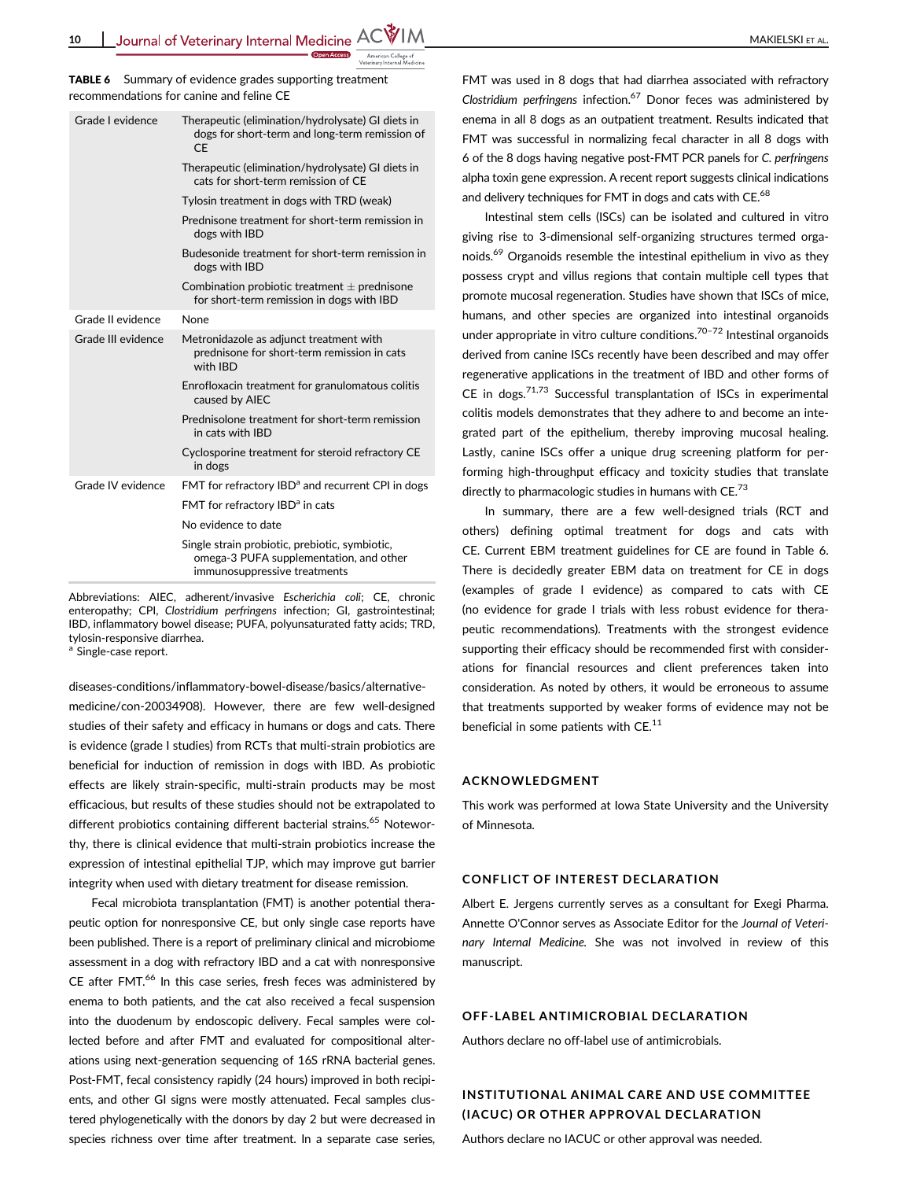**TABLE 6** Summary of evidence grades supporting treatment recommendations for canine and feline CE

| | |
|---|---|
| Grade I evidence | Therapeutic (elimination/hydrolysate) GI diets in dogs for short-term and long-term remission of CE |
| | Therapeutic (elimination/hydrolysate) GI diets in cats for short-term remission of CE |
| | Tylosin treatment in dogs with TRD (weak) |
| | Prednisone treatment for short-term remission in dogs with IBD |
| | Budesonide treatment for short-term remission in dogs with IBD |
| | Combination probiotic treatment ± prednisone for short-term remission in dogs with IBD |
| Grade II evidence | None |
| Grade III evidence | Metronidazole as adjunct treatment with prednisone for short-term remission in cats with IBD |
| | Enrofloxacin treatment for granulomatous colitis caused by AIEC |
| | Prednisolone treatment for short-term remission in cats with IBD |
| | Cyclosporine treatment for steroid refractory CE in dogs |
| Grade IV evidence | FMT for refractory IBD[a] and recurrent CPI in dogs |
| | FMT for refractory IBD[a] in cats |
| | No evidence to date |
| | Single strain probiotic, prebiotic, symbiotic, omega-3 PUFA supplementation, and other immunosuppressive treatments |

Abbreviations: AIEC, adherent/invasive *Escherichia coli*; CE, chronic enteropathy; CPI, *Clostridium perfringens* infection; GI, gastrointestinal; IBD, inflammatory bowel disease; PUFA, polyunsaturated fatty acids; TRD, tylosin-responsive diarrhea.
[a] Single-case report.

diseases-conditions/inflammatory-bowel-disease/basics/alternative-medicine/con-20034908). However, there are few well-designed studies of their safety and efficacy in humans or dogs and cats. There is evidence (grade I studies) from RCTs that multi-strain probiotics are beneficial for induction of remission in dogs with IBD. As probiotic effects are likely strain-specific, multi-strain products may be most efficacious, but results of these studies should not be extrapolated to different probiotics containing different bacterial strains.[65] Noteworthy, there is clinical evidence that multi-strain probiotics increase the expression of intestinal epithelial TJP, which may improve gut barrier integrity when used with dietary treatment for disease remission.

Fecal microbiota transplantation (FMT) is another potential therapeutic option for nonresponsive CE, but only single case reports have been published. There is a report of preliminary clinical and microbiome assessment in a dog with refractory IBD and a cat with nonresponsive CE after FMT.[66] In this case series, fresh feces was administered by enema to both patients, and the cat also received a fecal suspension into the duodenum by endoscopic delivery. Fecal samples were collected before and after FMT and evaluated for compositional alterations using next-generation sequencing of 16S rRNA bacterial genes. Post-FMT, fecal consistency rapidly (24 hours) improved in both recipients, and other GI signs were mostly attenuated. Fecal samples clustered phylogenetically with the donors by day 2 but were decreased in species richness over time after treatment. In a separate case series, FMT was used in 8 dogs that had diarrhea associated with refractory *Clostridium perfringens* infection.[67] Donor feces was administered by enema in all 8 dogs as an outpatient treatment. Results indicated that FMT was successful in normalizing fecal character in all 8 dogs with 6 of the 8 dogs having negative post-FMT PCR panels for *C. perfringens* alpha toxin gene expression. A recent report suggests clinical indications and delivery techniques for FMT in dogs and cats with CE.[68]

Intestinal stem cells (ISCs) can be isolated and cultured in vitro giving rise to 3-dimensional self-organizing structures termed organoids.[69] Organoids resemble the intestinal epithelium in vivo as they possess crypt and villus regions that contain multiple cell types that promote mucosal regeneration. Studies have shown that ISCs of mice, humans, and other species are organized into intestinal organoids under appropriate in vitro culture conditions.[70–72] Intestinal organoids derived from canine ISCs recently have been described and may offer regenerative applications in the treatment of IBD and other forms of CE in dogs.[71,73] Successful transplantation of ISCs in experimental colitis models demonstrates that they adhere to and become an integrated part of the epithelium, thereby improving mucosal healing. Lastly, canine ISCs offer a unique drug screening platform for performing high-throughput efficacy and toxicity studies that translate directly to pharmacologic studies in humans with CE.[73]

In summary, there are a few well-designed trials (RCT and others) defining optimal treatment for dogs and cats with CE. Current EBM treatment guidelines for CE are found in Table 6. There is decidedly greater EBM data on treatment for CE in dogs (examples of grade I evidence) as compared to cats with CE (no evidence for grade I trials with less robust evidence for therapeutic recommendations). Treatments with the strongest evidence supporting their efficacy should be recommended first with considerations for financial resources and client preferences taken into consideration. As noted by others, it would be erroneous to assume that treatments supported by weaker forms of evidence may not be beneficial in some patients with CE.[11]

## ACKNOWLEDGMENT

This work was performed at Iowa State University and the University of Minnesota.

## CONFLICT OF INTEREST DECLARATION

Albert E. Jergens currently serves as a consultant for Exegi Pharma. Annette O'Connor serves as Associate Editor for the *Journal of Veterinary Internal Medicine*. She was not involved in review of this manuscript.

## OFF-LABEL ANTIMICROBIAL DECLARATION

Authors declare no off-label use of antimicrobials.

## INSTITUTIONAL ANIMAL CARE AND USE COMMITTEE (IACUC) OR OTHER APPROVAL DECLARATION

Authors declare no IACUC or other approval was needed.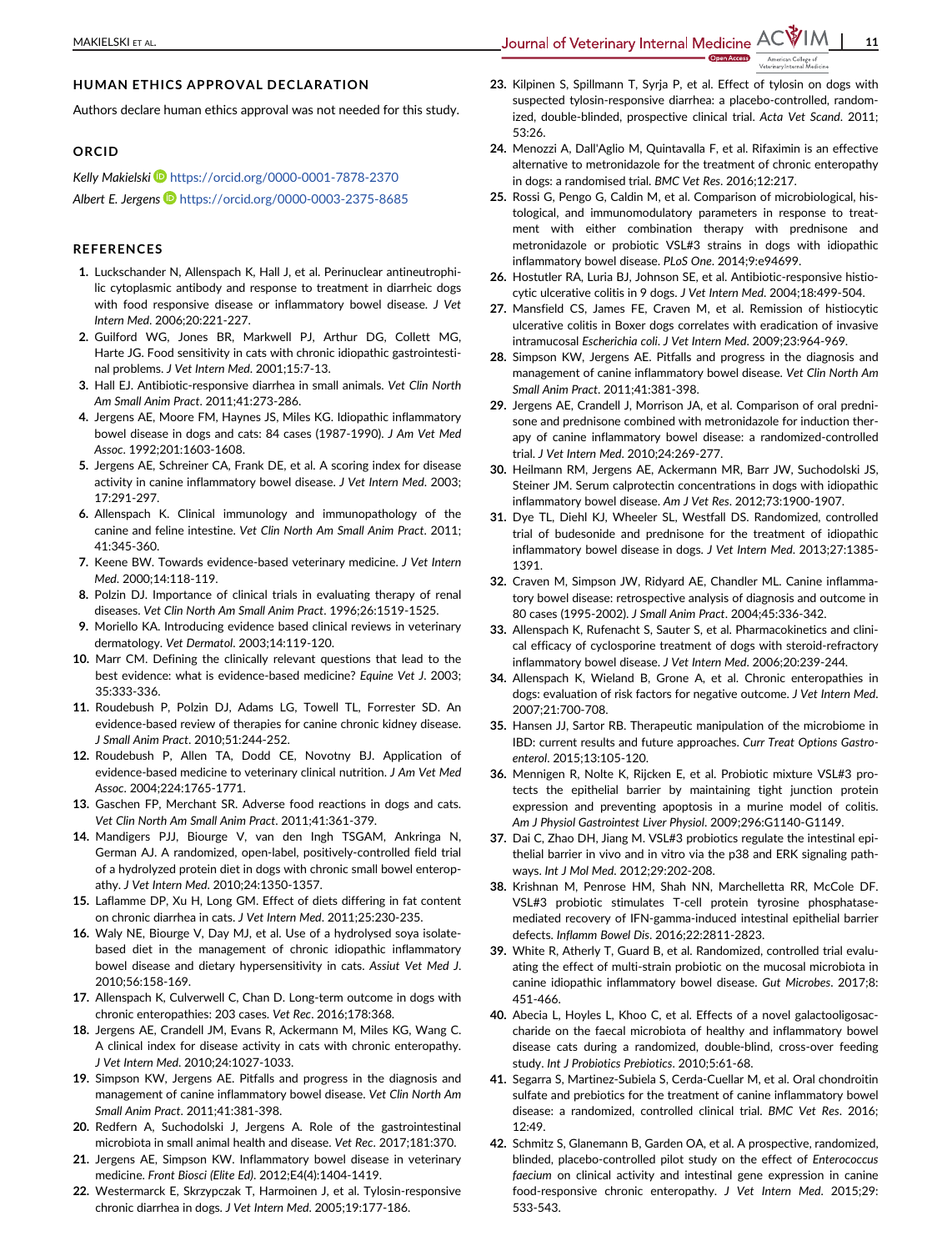## HUMAN ETHICS APPROVAL DECLARATION

Authors declare human ethics approval was not needed for this study.

## ORCID

*Kelly Makielski* https://orcid.org/0000-0001-7878-2370

*Albert E. Jergens* https://orcid.org/0000-0003-2375-8685

## REFERENCES

1. Luckschander N, Allenspach K, Hall J, et al. Perinuclear antineutrophilic cytoplasmic antibody and response to treatment in diarrheic dogs with food responsive disease or inflammatory bowel disease. *J Vet Intern Med*. 2006;20:221-227.
2. Guilford WG, Jones BR, Markwell PJ, Arthur DG, Collett MG, Harte JG. Food sensitivity in cats with chronic idiopathic gastrointestinal problems. *J Vet Intern Med*. 2001;15:7-13.
3. Hall EJ. Antibiotic-responsive diarrhea in small animals. *Vet Clin North Am Small Anim Pract*. 2011;41:273-286.
4. Jergens AE, Moore FM, Haynes JS, Miles KG. Idiopathic inflammatory bowel disease in dogs and cats: 84 cases (1987-1990). *J Am Vet Med Assoc*. 1992;201:1603-1608.
5. Jergens AE, Schreiner CA, Frank DE, et al. A scoring index for disease activity in canine inflammatory bowel disease. *J Vet Intern Med*. 2003;17:291-297.
6. Allenspach K. Clinical immunology and immunopathology of the canine and feline intestine. *Vet Clin North Am Small Anim Pract*. 2011;41:345-360.
7. Keene BW. Towards evidence-based veterinary medicine. *J Vet Intern Med*. 2000;14:118-119.
8. Polzin DJ. Importance of clinical trials in evaluating therapy of renal diseases. *Vet Clin North Am Small Anim Pract*. 1996;26:1519-1525.
9. Moriello KA. Introducing evidence based clinical reviews in veterinary dermatology. *Vet Dermatol*. 2003;14:119-120.
10. Marr CM. Defining the clinically relevant questions that lead to the best evidence: what is evidence-based medicine? *Equine Vet J*. 2003;35:333-336.
11. Roudebush P, Polzin DJ, Adams LG, Towell TL, Forrester SD. An evidence-based review of therapies for canine chronic kidney disease. *J Small Anim Pract*. 2010;51:244-252.
12. Roudebush P, Allen TA, Dodd CE, Novotny BJ. Application of evidence-based medicine to veterinary clinical nutrition. *J Am Vet Med Assoc*. 2004;224:1765-1771.
13. Gaschen FP, Merchant SR. Adverse food reactions in dogs and cats. *Vet Clin North Am Small Anim Pract*. 2011;41:361-379.
14. Mandigers PJJ, Biourge V, van den Ingh TSGAM, Ankringa N, German AJ. A randomized, open-label, positively-controlled field trial of a hydrolyzed protein diet in dogs with chronic small bowel enteropathy. *J Vet Intern Med*. 2010;24:1350-1357.
15. Laflamme DP, Xu H, Long GM. Effect of diets differing in fat content on chronic diarrhea in cats. *J Vet Intern Med*. 2011;25:230-235.
16. Waly NE, Biourge V, Day MJ, et al. Use of a hydrolysed soya isolate-based diet in the management of chronic idiopathic inflammatory bowel disease and dietary hypersensitivity in cats. *Assiut Vet Med J*. 2010;56:158-169.
17. Allenspach K, Culverwell C, Chan D. Long-term outcome in dogs with chronic enteropathies: 203 cases. *Vet Rec*. 2016;178:368.
18. Jergens AE, Crandell JM, Evans R, Ackermann M, Miles KG, Wang C. A clinical index for disease activity in cats with chronic enteropathy. *J Vet Intern Med*. 2010;24:1027-1033.
19. Simpson KW, Jergens AE. Pitfalls and progress in the diagnosis and management of canine inflammatory bowel disease. *Vet Clin North Am Small Anim Pract*. 2011;41:381-398.
20. Redfern A, Suchodolski J, Jergens A. Role of the gastrointestinal microbiota in small animal health and disease. *Vet Rec*. 2017;181:370.
21. Jergens AE, Simpson KW. Inflammatory bowel disease in veterinary medicine. *Front Biosci (Elite Ed)*. 2012;E4(4):1404-1419.
22. Westermarck E, Skrzypczak T, Harmoinen J, et al. Tylosin-responsive chronic diarrhea in dogs. *J Vet Intern Med*. 2005;19:177-186.
23. Kilpinen S, Spillmann T, Syrja P, et al. Effect of tylosin on dogs with suspected tylosin-responsive diarrhea: a placebo-controlled, randomized, double-blinded, prospective clinical trial. *Acta Vet Scand*. 2011;53:26.
24. Menozzi A, Dall'Aglio M, Quintavalla F, et al. Rifaximin is an effective alternative to metronidazole for the treatment of chronic enteropathy in dogs: a randomised trial. *BMC Vet Res*. 2016;12:217.
25. Rossi G, Pengo G, Caldin M, et al. Comparison of microbiological, histological, and immunomodulatory parameters in response to treatment with either combination therapy with prednisone and metronidazole or probiotic VSL#3 strains in dogs with idiopathic inflammatory bowel disease. *PLoS One*. 2014;9:e94699.
26. Hostutler RA, Luria BJ, Johnson SE, et al. Antibiotic-responsive histiocytic ulcerative colitis in 9 dogs. *J Vet Intern Med*. 2004;18:499-504.
27. Mansfield CS, James FE, Craven M, et al. Remission of histiocytic ulcerative colitis in Boxer dogs correlates with eradication of invasive intramucosal *Escherichia coli*. *J Vet Intern Med*. 2009;23:964-969.
28. Simpson KW, Jergens AE. Pitfalls and progress in the diagnosis and management of canine inflammatory bowel disease. *Vet Clin North Am Small Anim Pract*. 2011;41:381-398.
29. Jergens AE, Crandell J, Morrison JA, et al. Comparison of oral prednisone and prednisone combined with metronidazole for induction therapy of canine inflammatory bowel disease: a randomized-controlled trial. *J Vet Intern Med*. 2010;24:269-277.
30. Heilmann RM, Jergens AE, Ackermann MR, Barr JW, Suchodolski JS, Steiner JM. Serum calprotectin concentrations in dogs with idiopathic inflammatory bowel disease. *Am J Vet Res*. 2012;73:1900-1907.
31. Dye TL, Diehl KJ, Wheeler SL, Westfall DS. Randomized, controlled trial of budesonide and prednisone for the treatment of idiopathic inflammatory bowel disease in dogs. *J Vet Intern Med*. 2013;27:1385-1391.
32. Craven M, Simpson JW, Ridyard AE, Chandler ML. Canine inflammatory bowel disease: retrospective analysis of diagnosis and outcome in 80 cases (1995-2002). *J Small Anim Pract*. 2004;45:336-342.
33. Allenspach K, Rufenacht S, Sauter S, et al. Pharmacokinetics and clinical efficacy of cyclosporine treatment of dogs with steroid-refractory inflammatory bowel disease. *J Vet Intern Med*. 2006;20:239-244.
34. Allenspach K, Wieland B, Grone A, et al. Chronic enteropathies in dogs: evaluation of risk factors for negative outcome. *J Vet Intern Med*. 2007;21:700-708.
35. Hansen JJ, Sartor RB. Therapeutic manipulation of the microbiome in IBD: current results and future approaches. *Curr Treat Options Gastroenterol*. 2015;13:105-120.
36. Mennigen R, Nolte K, Rijcken E, et al. Probiotic mixture VSL#3 protects the epithelial barrier by maintaining tight junction protein expression and preventing apoptosis in a murine model of colitis. *Am J Physiol Gastrointest Liver Physiol*. 2009;296:G1140-G1149.
37. Dai C, Zhao DH, Jiang M. VSL#3 probiotics regulate the intestinal epithelial barrier in vivo and in vitro via the p38 and ERK signaling pathways. *Int J Mol Med*. 2012;29:202-208.
38. Krishnan M, Penrose HM, Shah NN, Marchelletta RR, McCole DF. VSL#3 probiotic stimulates T-cell protein tyrosine phosphatase-mediated recovery of IFN-gamma-induced intestinal epithelial barrier defects. *Inflamm Bowel Dis*. 2016;22:2811-2823.
39. White R, Atherly T, Guard B, et al. Randomized, controlled trial evaluating the effect of multi-strain probiotic on the mucosal microbiota in canine idiopathic inflammatory bowel disease. *Gut Microbes*. 2017;8:451-466.
40. Abecia L, Hoyles L, Khoo C, et al. Effects of a novel galactooligosaccharide on the faecal microbiota of healthy and inflammatory bowel disease cats during a randomized, double-blind, cross-over feeding study. *Int J Probiotics Prebiotics*. 2010;5:61-68.
41. Segarra S, Martinez-Subiela S, Cerda-Cuellar M, et al. Oral chondroitin sulfate and prebiotics for the treatment of canine inflammatory bowel disease: a randomized, controlled clinical trial. *BMC Vet Res*. 2016;12:49.
42. Schmitz S, Glanemann B, Garden OA, et al. A prospective, randomized, blinded, placebo-controlled pilot study on the effect of *Enterococcus faecium* on clinical activity and intestinal gene expression in canine food-responsive chronic enteropathy. *J Vet Intern Med*. 2015;29:533-543.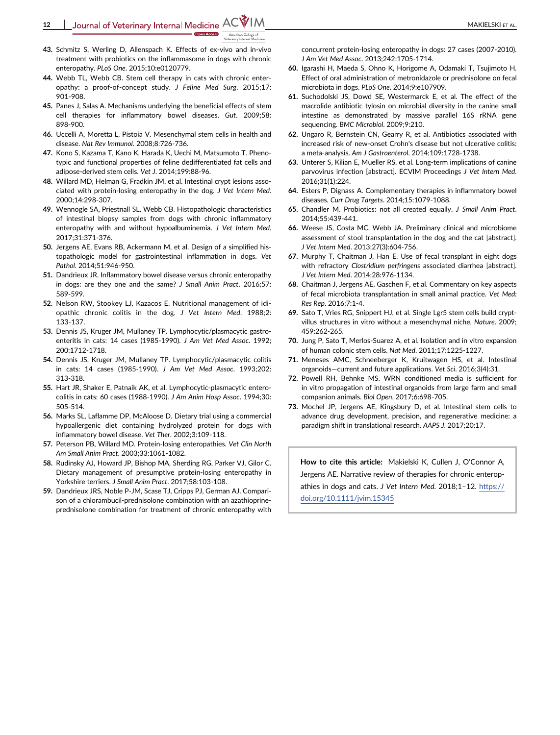43. Schmitz S, Werling D, Allenspach K. Effects of ex-vivo and in-vivo treatment with probiotics on the inflammasome in dogs with chronic enteropathy. *PLoS One*. 2015;10:e0120779.
44. Webb TL, Webb CB. Stem cell therapy in cats with chronic enteropathy: a proof-of-concept study. *J Feline Med Surg*. 2015;17:901-908.
45. Panes J, Salas A. Mechanisms underlying the beneficial effects of stem cell therapies for inflammatory bowel diseases. *Gut*. 2009;58:898-900.
46. Uccelli A, Moretta L, Pistoia V. Mesenchymal stem cells in health and disease. *Nat Rev Immunol*. 2008;8:726-736.
47. Kono S, Kazama T, Kano K, Harada K, Uechi M, Matsumoto T. Phenotypic and functional properties of feline dedifferentiated fat cells and adipose-derived stem cells. *Vet J*. 2014;199:88-96.
48. Willard MD, Helman G, Fradkin JM, et al. Intestinal crypt lesions associated with protein-losing enteropathy in the dog. *J Vet Intern Med*. 2000;14:298-307.
49. Wennogle SA, Priestnall SL, Webb CB. Histopathologic characteristics of intestinal biopsy samples from dogs with chronic inflammatory enteropathy with and without hypoalbuminemia. *J Vet Intern Med*. 2017;31:371-376.
50. Jergens AE, Evans RB, Ackermann M, et al. Design of a simplified histopathologic model for gastrointestinal inflammation in dogs. *Vet Pathol*. 2014;51:946-950.
51. Dandrieux JR. Inflammatory bowel disease versus chronic enteropathy in dogs: are they one and the same? *J Small Anim Pract*. 2016;57:589-599.
52. Nelson RW, Stookey LJ, Kazacos E. Nutritional management of idiopathic chronic colitis in the dog. *J Vet Intern Med*. 1988;2:133-137.
53. Dennis JS, Kruger JM, Mullaney TP. Lymphocytic/plasmacytic gastroenteritis in cats: 14 cases (1985-1990). *J Am Vet Med Assoc*. 1992;200:1712-1718.
54. Dennis JS, Kruger JM, Mullaney TP. Lymphocytic/plasmacytic colitis in cats: 14 cases (1985-1990). *J Am Vet Med Assoc*. 1993;202:313-318.
55. Hart JR, Shaker E, Patnaik AK, et al. Lymphocytic-plasmacytic enterocolitis in cats: 60 cases (1988-1990). *J Am Anim Hosp Assoc*. 1994;30:505-514.
56. Marks SL, Laflamme DP, McAloose D. Dietary trial using a commercial hypoallergenic diet containing hydrolyzed protein for dogs with inflammatory bowel disease. *Vet Ther*. 2002;3:109-118.
57. Peterson PB, Willard MD. Protein-losing enteropathies. *Vet Clin North Am Small Anim Pract*. 2003;33:1061-1082.
58. Rudinsky AJ, Howard JP, Bishop MA, Sherding RG, Parker VJ, Gilor C. Dietary management of presumptive protein-losing enteropathy in Yorkshire terriers. *J Small Anim Pract*. 2017;58:103-108.
59. Dandrieux JRS, Noble P-JM, Scase TJ, Cripps PJ, German AJ. Comparison of a chlorambucil-prednisolone combination with an azathioprine-prednisolone combination for treatment of chronic enteropathy with concurrent protein-losing enteropathy in dogs: 27 cases (2007-2010). *J Am Vet Med Assoc*. 2013;242:1705-1714.
60. Igarashi H, Maeda S, Ohno K, Horigome A, Odamaki T, Tsujimoto H. Effect of oral administration of metronidazole or prednisolone on fecal microbiota in dogs. *PLoS One*. 2014;9:e107909.
61. Suchodolski JS, Dowd SE, Westermarck E, et al. The effect of the macrolide antibiotic tylosin on microbial diversity in the canine small intestine as demonstrated by massive parallel 16S rRNA gene sequencing. *BMC Microbiol*. 2009;9:210.
62. Ungaro R, Bernstein CN, Gearry R, et al. Antibiotics associated with increased risk of new-onset Crohn's disease but not ulcerative colitis: a meta-analysis. *Am J Gastroenterol*. 2014;109:1728-1738.
63. Unterer S, Kilian E, Mueller RS, et al. Long-term implications of canine parvovirus infection [abstract]. ECVIM Proceedings *J Vet Intern Med*. 2016;31(1):224.
64. Esters P, Dignass A. Complementary therapies in inflammatory bowel diseases. *Curr Drug Targets*. 2014;15:1079-1088.
65. Chandler M. Probiotics: not all created equally. *J Small Anim Pract*. 2014;55:439-441.
66. Weese JS, Costa MC, Webb JA. Preliminary clinical and microbiome assessment of stool transplantation in the dog and the cat [abstract]. *J Vet Intern Med*. 2013;27(3):604-756.
67. Murphy T, Chaitman J, Han E. Use of fecal transplant in eight dogs with refractory *Clostridium perfringens* associated diarrhea [abstract]. *J Vet Intern Med*. 2014;28:976-1134.
68. Chaitman J, Jergens AE, Gaschen F, et al. Commentary on key aspects of fecal microbiota transplantation in small animal practice. *Vet Med: Res Rep*. 2016;7:1-4.
69. Sato T, Vries RG, Snippert HJ, et al. Single Lgr5 stem cells build crypt-villus structures in vitro without a mesenchymal niche. *Nature*. 2009;459:262-265.
70. Jung P, Sato T, Merlos-Suarez A, et al. Isolation and in vitro expansion of human colonic stem cells. *Nat Med*. 2011;17:1225-1227.
71. Meneses AMC, Schneeberger K, Kruitwagen HS, et al. Intestinal organoids—current and future applications. *Vet Sci*. 2016;3(4):31.
72. Powell RH, Behnke MS. WRN conditioned media is sufficient for in vitro propagation of intestinal organoids from large farm and small companion animals. *Biol Open*. 2017;6:698-705.
73. Mochel JP, Jergens AE, Kingsbury D, et al. Intestinal stem cells to advance drug development, precision, and regenerative medicine: a paradigm shift in translational research. *AAPS J*. 2017;20:17.

**How to cite this article:** Makielski K, Cullen J, O'Connor A, Jergens AE. Narrative review of therapies for chronic enteropathies in dogs and cats. *J Vet Intern Med*. 2018;1–12. https://doi.org/10.1111/jvim.15345